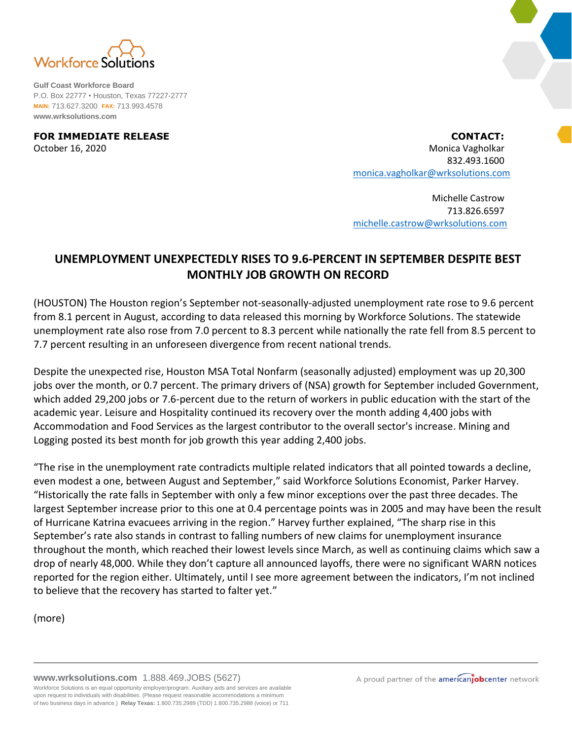Workforce Solutions

**Gulf Coast Workforce Board**
P.O. Box 22777 • Houston, Texas 77227-2777
MAIN: 713.627.3200 FAX: 713.993.4578
**www.wrksolutions.com**

**FOR IMMEDIATE RELEASE**
October 16, 2020

**CONTACT:**
Monica Vagholkar
832.493.1600
monica.vagholkar@wrksolutions.com

Michelle Castrow
713.826.6597
michelle.castrow@wrksolutions.com

## UNEMPLOYMENT UNEXPECTEDLY RISES TO 9.6-PERCENT IN SEPTEMBER DESPITE BEST MONTHLY JOB GROWTH ON RECORD

(HOUSTON) The Houston region's September not-seasonally-adjusted unemployment rate rose to 9.6 percent from 8.1 percent in August, according to data released this morning by Workforce Solutions. The statewide unemployment rate also rose from 7.0 percent to 8.3 percent while nationally the rate fell from 8.5 percent to 7.7 percent resulting in an unforeseen divergence from recent national trends.

Despite the unexpected rise, Houston MSA Total Nonfarm (seasonally adjusted) employment was up 20,300 jobs over the month, or 0.7 percent. The primary drivers of (NSA) growth for September included Government, which added 29,200 jobs or 7.6-percent due to the return of workers in public education with the start of the academic year. Leisure and Hospitality continued its recovery over the month adding 4,400 jobs with Accommodation and Food Services as the largest contributor to the overall sector's increase. Mining and Logging posted its best month for job growth this year adding 2,400 jobs.

"The rise in the unemployment rate contradicts multiple related indicators that all pointed towards a decline, even modest a one, between August and September," said Workforce Solutions Economist, Parker Harvey. "Historically the rate falls in September with only a few minor exceptions over the past three decades. The largest September increase prior to this one at 0.4 percentage points was in 2005 and may have been the result of Hurricane Katrina evacuees arriving in the region." Harvey further explained, "The sharp rise in this September's rate also stands in contrast to falling numbers of new claims for unemployment insurance throughout the month, which reached their lowest levels since March, as well as continuing claims which saw a drop of nearly 48,000. While they don't capture all announced layoffs, there were no significant WARN notices reported for the region either. Ultimately, until I see more agreement between the indicators, I'm not inclined to believe that the recovery has started to falter yet."

(more)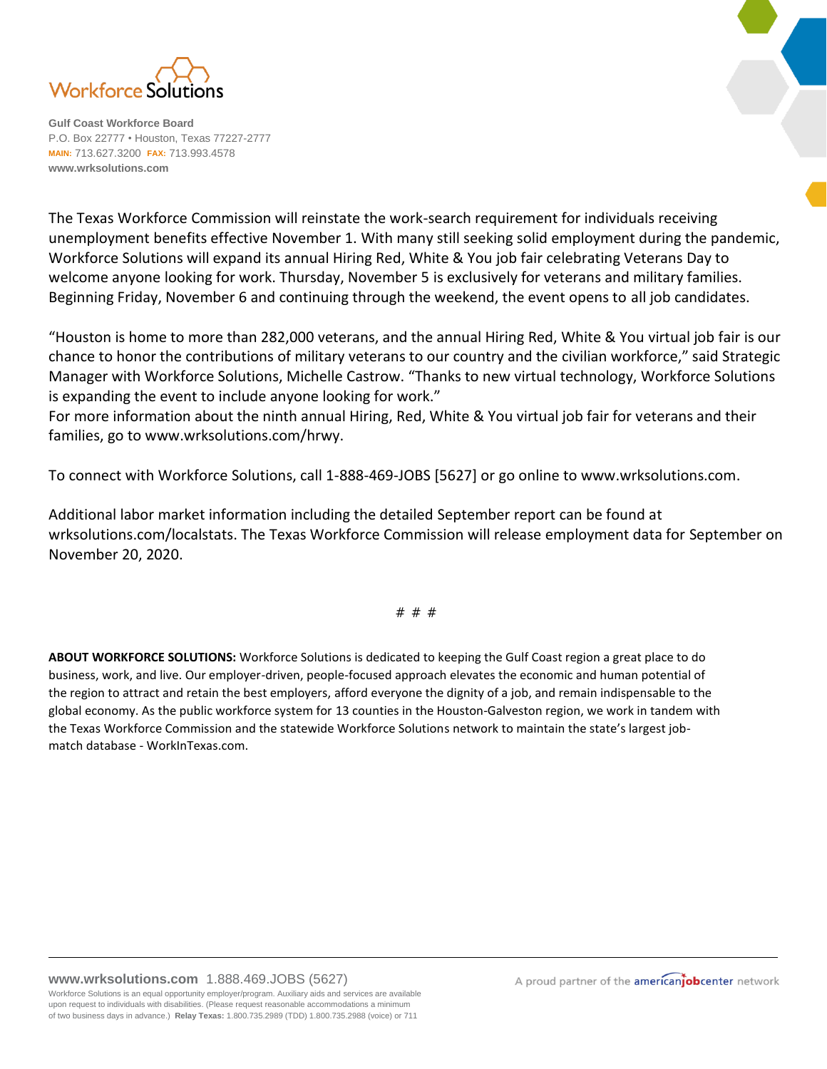Workforce Solutions

**Gulf Coast Workforce Board**
P.O. Box 22777 • Houston, Texas 77227-2777
**MAIN:** 713.627.3200 **FAX:** 713.993.4578
**www.wrksolutions.com**

The Texas Workforce Commission will reinstate the work-search requirement for individuals receiving unemployment benefits effective November 1. With many still seeking solid employment during the pandemic, Workforce Solutions will expand its annual Hiring Red, White & You job fair celebrating Veterans Day to welcome anyone looking for work. Thursday, November 5 is exclusively for veterans and military families. Beginning Friday, November 6 and continuing through the weekend, the event opens to all job candidates.

"Houston is home to more than 282,000 veterans, and the annual Hiring Red, White & You virtual job fair is our chance to honor the contributions of military veterans to our country and the civilian workforce," said Strategic Manager with Workforce Solutions, Michelle Castrow. "Thanks to new virtual technology, Workforce Solutions is expanding the event to include anyone looking for work."
For more information about the ninth annual Hiring, Red, White & You virtual job fair for veterans and their families, go to www.wrksolutions.com/hrwy.

To connect with Workforce Solutions, call 1-888-469-JOBS [5627] or go online to www.wrksolutions.com.

Additional labor market information including the detailed September report can be found at wrksolutions.com/localstats. The Texas Workforce Commission will release employment data for September on November 20, 2020.

# # #

**ABOUT WORKFORCE SOLUTIONS:** Workforce Solutions is dedicated to keeping the Gulf Coast region a great place to do business, work, and live. Our employer-driven, people-focused approach elevates the economic and human potential of the region to attract and retain the best employers, afford everyone the dignity of a job, and remain indispensable to the global economy. As the public workforce system for 13 counties in the Houston-Galveston region, we work in tandem with the Texas Workforce Commission and the statewide Workforce Solutions network to maintain the state's largest job-match database - WorkInTexas.com.

**www.wrksolutions.com** 1.888.469.JOBS (5627)
Workforce Solutions is an equal opportunity employer/program. Auxiliary aids and services are available upon request to individuals with disabilities. (Please request reasonable accommodations a minimum of two business days in advance.) **Relay Texas:** 1.800.735.2989 (TDD) 1.800.735.2988 (voice) or 711

A proud partner of the americanjobcenter network